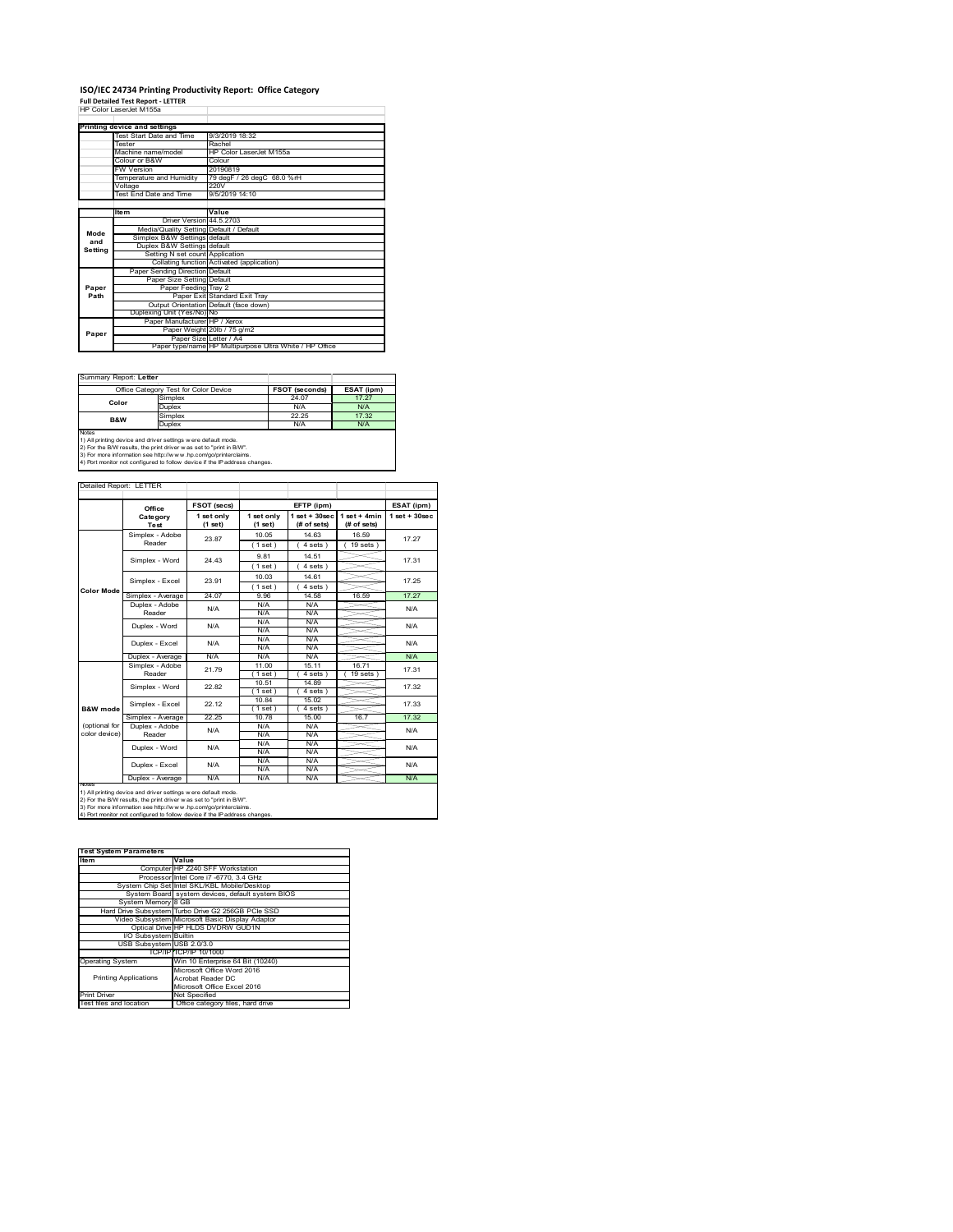# ISO/IEC 24734 Printing Productivity Report: Office Category

**Full Detailed Test Report - LETTER**

HP Color LaserJet M155a

| Printing device and settings | |
|---|---|
| Test Start Date and Time | 9/3/2019 18:32 |
| Tester | Rachel |
| Machine name/model | HP Color LaserJet M155a |
| Colour or B&W | Colour |
| FW Version | 20190819 |
| Temperature and Humidity | 79 degF / 26 degC 68.0 %rH |
| Voltage | 220V |
| Test End Date and Time | 9/5/2019 14:10 |

| | Item | Value |
|---|---|---|
| Mode and Setting | Driver Version | 44.5.2703 |
| | Media/Quality Setting | Default / Default |
| | Simplex B&W Settings | default |
| | Duplex B&W Settings | default |
| | Setting N set count | Application |
| | Collating function | Activated (application) |
| Paper Path | Paper Sending Direction | Default |
| | Paper Size Setting | Default |
| | Paper Feeding | Tray 2 |
| | Paper Exit | Standard Exit Tray |
| | Output Orientation | Default (face down) |
| | Duplexing Unit (Yes/No) | No |
| Paper | Paper Manufacturer | HP / Xerox |
| | Paper Weight | 20lb / 75 g/m2 |
| | Paper Size | Letter / A4 |
| | Paper type/name | HP Multipurpose Ultra White / HP Office |

Summary Report: **Letter**

| Office Category Test for Color Device | | FSOT (seconds) | ESAT (ipm) |
|---|---|---|---|
| Color | Simplex | 24.07 | 17.27 |
| | Duplex | N/A | N/A |
| B&W | Simplex | 22.25 | 17.32 |
| | Duplex | N/A | N/A |

Notes
1) All printing device and driver settings were default mode.
2) For the B/W results, the print driver was set to "print in B/W".
3) For more information see http://www.hp.com/go/printerclaims.
4) Port monitor not configured to follow device if the IP address changes.

Detailed Report: LETTER

| | Office Category Test | FSOT (secs) 1 set only (1 set) | EFTP (ipm) 1 set only (1 set) | EFTP (ipm) 1 set + 30sec (# of sets) | EFTP (ipm) 1 set + 4min (# of sets) | ESAT (ipm) 1 set + 30sec |
|---|---|---|---|---|---|---|
| Color Mode | Simplex - Adobe Reader | 23.87 | 10.05 (1 set) | 14.63 (4 sets) | 16.59 (19 sets) | 17.27 |
| | Simplex - Word | 24.43 | 9.81 (1 set) | 14.51 (4 sets) | | 17.31 |
| | Simplex - Excel | 23.91 | 10.03 (1 set) | 14.61 (4 sets) | | 17.25 |
| | Simplex - Average | 24.07 | 9.96 | 14.58 | 16.59 | 17.27 |
| | Duplex - Adobe Reader | N/A | N/A N/A | N/A N/A | | N/A |
| | Duplex - Word | N/A | N/A N/A | N/A N/A | | N/A |
| | Duplex - Excel | N/A | N/A N/A | N/A N/A | | N/A |
| | Duplex - Average | N/A | N/A | N/A | | N/A |
| B&W mode (optional for color device) | Simplex - Adobe Reader | 21.79 | 11.00 (1 set) | 15.11 (4 sets) | 16.71 (19 sets) | 17.31 |
| | Simplex - Word | 22.82 | 10.51 (1 set) | 14.89 (4 sets) | | 17.32 |
| | Simplex - Excel | 22.12 | 10.84 (1 set) | 15.02 (4 sets) | | 17.33 |
| | Simplex - Average | 22.25 | 10.78 | 15.00 | 16.7 | 17.32 |
| | Duplex - Adobe Reader | N/A | N/A N/A | N/A N/A | | N/A |
| | Duplex - Word | N/A | N/A N/A | N/A N/A | | N/A |
| | Duplex - Excel | N/A | N/A N/A | N/A N/A | | N/A |
| | Duplex - Average | N/A | N/A | N/A | | N/A |

Notes
1) All printing device and driver settings were default mode.
2) For the B/W results, the print driver was set to "print in B/W".
3) For more information see http://www.hp.com/go/printerclaims.
4) Port monitor not configured to follow device if the IP address changes.

| Test System Parameters | |
|---|---|
| Item | Value |
| Computer | HP Z240 SFF Workstation |
| Processor | Intel Core i7 -6770, 3.4 GHz |
| System Chip Set | Intel SKL/KBL Mobile/Desktop |
| System Board | system devices, default system BIOS |
| System Memory | 8 GB |
| Hard Drive Subsystem | Turbo Drive G2 256GB PCIe SSD |
| Video Subsystem | Microsoft Basic Display Adaptor |
| Optical Drive | HP HLDS DVDRW GUD1N |
| I/O Subsystem | Builtin |
| USB Subsystem | USB 2.0/3.0 |
| TCP/IP | TCP/IP 10/1000 |
| Operating System | Win 10 Enterprise 64 Bit (10240) |
| Printing Applications | Microsoft Office Word 2016<br>Acrobat Reader DC<br>Microsoft Office Excel 2016 |
| Print Driver | Not Specified |
| Test files and location | Office category files, hard drive |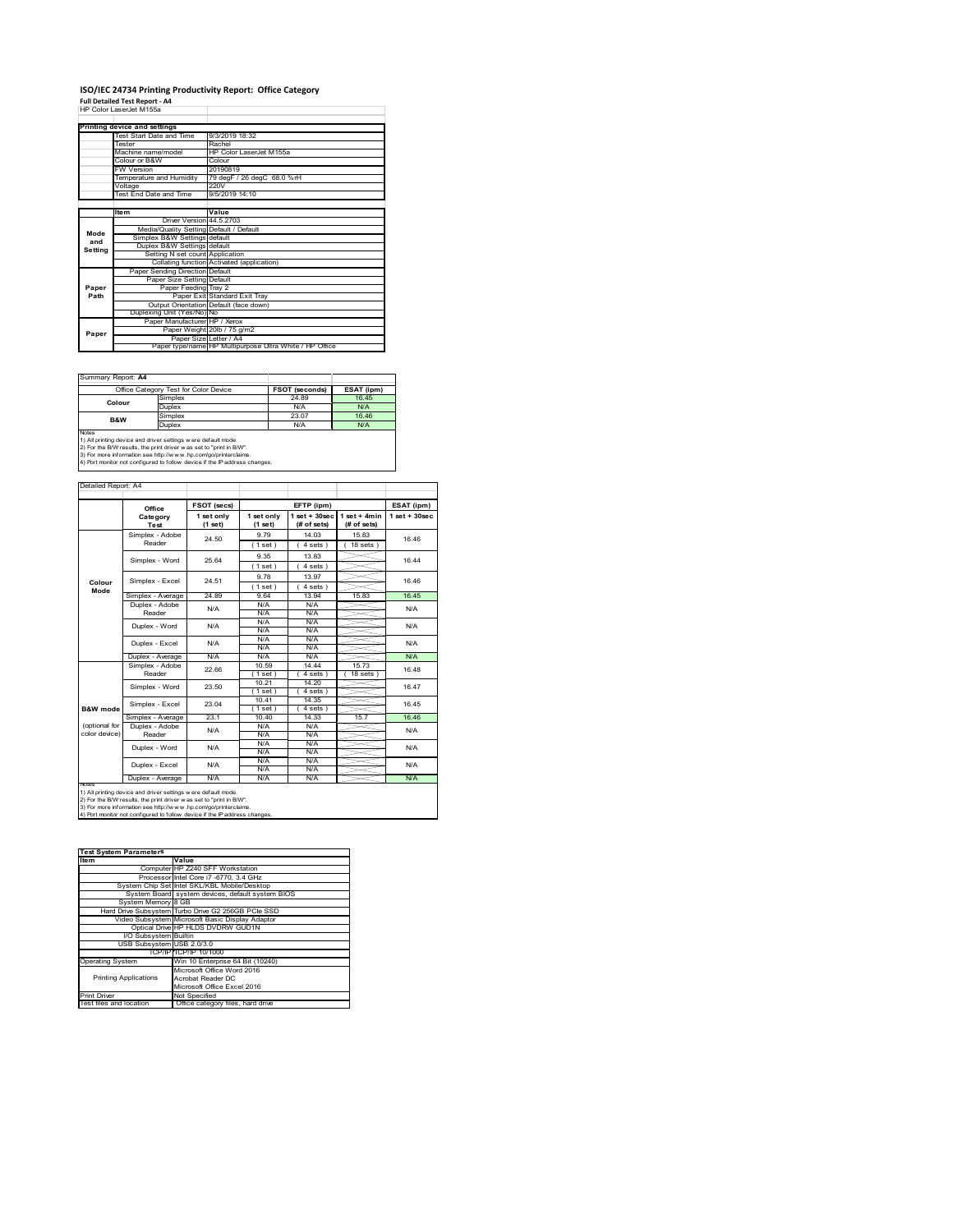# ISO/IEC 24734 Printing Productivity Report: Office Category

**Full Detailed Test Report - A4**

HP Color LaserJet M155a

| Printing device and settings | |
|---|---|
| Test Start Date and Time | 9/3/2019 18:32 |
| Tester | Rachel |
| Machine name/model | HP Color LaserJet M155a |
| Colour or B&W | Colour |
| FW Version | 20190819 |
| Temperature and Humidity | 79 degF / 26 degC 68.0 %rH |
| Voltage | 220V |
| Test End Date and Time | 9/5/2019 14:10 |

| | Item | Value |
|---|---|---|
| Mode and Setting | Driver Version | 44.5.2703 |
| | Media/Quality Setting | Default / Default |
| | Simplex B&W Settings | default |
| | Duplex B&W Settings | default |
| | Setting N set count | Application |
| | Collating function | Activated (application) |
| Paper Path | Paper Sending Direction | Default |
| | Paper Size Setting | Default |
| | Paper Feeding | Tray 2 |
| | Paper Exit | Standard Exit Tray |
| | Output Orientation | Default (face down) |
| | Duplexing Unit (Yes/No) | No |
| Paper | Paper Manufacturer | HP / Xerox |
| | Paper Weight | 20lb / 75 g/m2 |
| | Paper Size | Letter / A4 |
| | Paper type/name | HP Multipurpose Ultra White / HP Office |

Summary Report: **A4**

| Office Category Test for Color Device | | FSOT (seconds) | ESAT (ipm) |
|---|---|---|---|
| Colour | Simplex | 24.89 | 16.45 |
| | Duplex | N/A | N/A |
| B&W | Simplex | 23.07 | 16.46 |
| | Duplex | N/A | N/A |

Notes
1) All printing device and driver settings were default mode.
2) For the B/W results, the print driver was set to "print in B/W".
3) For more information see http://www.hp.com/go/printerclaims.
4) Port monitor not configured to follow device if the IP address changes.

Detailed Report: A4

| | Office Category Test | FSOT (secs) 1 set only (1 set) | EFTP (ipm) 1 set only (1 set) | EFTP (ipm) 1 set + 30sec (# of sets) | EFTP (ipm) 1 set + 4min (# of sets) | ESAT (ipm) 1 set + 30sec |
|---|---|---|---|---|---|---|
| Colour Mode | Simplex - Adobe Reader | 24.50 | 9.79 (1 set) | 14.03 (4 sets) | 15.83 (18 sets) | 16.46 |
| | Simplex - Word | 25.64 | 9.35 (1 set) | 13.83 (4 sets) | | 16.44 |
| | Simplex - Excel | 24.51 | 9.78 (1 set) | 13.97 (4 sets) | | 16.46 |
| | Simplex - Average | 24.89 | 9.64 | 13.94 | 15.83 | 16.45 |
| | Duplex - Adobe Reader | N/A | N/A N/A | N/A N/A | | N/A |
| | Duplex - Word | N/A | N/A N/A | N/A N/A | | N/A |
| | Duplex - Excel | N/A | N/A N/A | N/A N/A | | N/A |
| | Duplex - Average | N/A | N/A | N/A | | N/A |
| B&W mode (optional for color device) | Simplex - Adobe Reader | 22.66 | 10.59 (1 set) | 14.44 (4 sets) | 15.73 (18 sets) | 16.48 |
| | Simplex - Word | 23.50 | 10.21 (1 set) | 14.20 (4 sets) | | 16.47 |
| | Simplex - Excel | 23.04 | 10.41 (1 set) | 14.35 (4 sets) | | 16.45 |
| | Simplex - Average | 23.1 | 10.40 | 14.33 | 15.7 | 16.46 |
| | Duplex - Adobe Reader | N/A | N/A N/A | N/A N/A | | N/A |
| | Duplex - Word | N/A | N/A N/A | N/A N/A | | N/A |
| | Duplex - Excel | N/A | N/A N/A | N/A N/A | | N/A |
| | Duplex - Average | N/A | N/A | N/A | | N/A |

Notes
1) All printing device and driver settings were default mode.
2) For the B/W results, the print driver was set to "print in B/W".
3) For more information see http://www.hp.com/go/printerclaims.
4) Port monitor not configured to follow device if the IP address changes.

| Test System Parameters | |
|---|---|
| **Item** | **Value** |
| Computer | HP Z240 SFF Workstation |
| Processor | Intel Core i7 -6770, 3.4 GHz |
| System Chip Set | Intel SKL/KBL Mobile/Desktop |
| System Board | system devices, default system BIOS |
| System Memory | 8 GB |
| Hard Drive Subsystem | Turbo Drive G2 256GB PCIe SSD |
| Video Subsystem | Microsoft Basic Display Adaptor |
| Optical Drive | HP HLDS DVDRW GUD1N |
| I/O Subsystem | Builtin |
| USB Subsystem | USB 2.0/3.0 |
| TCP/IP | TCP/IP 10/1000 |
| Operating System | Win 10 Enterprise 64 Bit (10240) |
| Printing Applications | Microsoft Office Word 2016<br>Acrobat Reader DC<br>Microsoft Office Excel 2016 |
| Print Driver | Not Specified |
| Test files and location | Office category files, hard drive |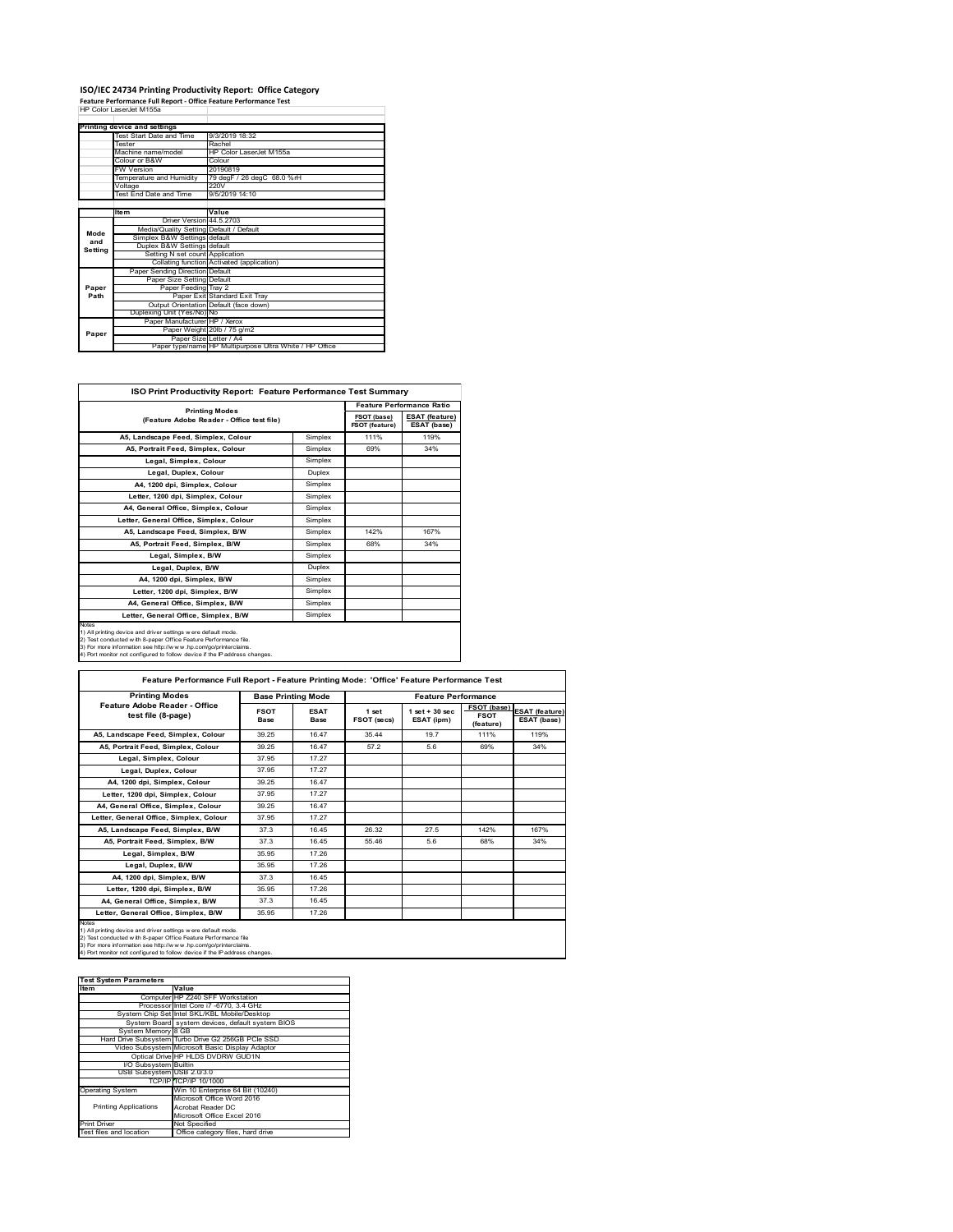# ISO/IEC 24734 Printing Productivity Report: Office Category

**Feature Performance Full Report - Office Feature Performance Test**

HP Color LaserJet M155a

| Printing device and settings | |
|---|---|
| Test Start Date and Time | 9/3/2019 18:32 |
| Tester | Rachel |
| Machine name/model | HP Color LaserJet M155a |
| Colour or B&W | Colour |
| FW Version | 20190819 |
| Temperature and Humidity | 79 degF / 26 degC 68.0 %rH |
| Voltage | 220V |
| Test End Date and Time | 9/5/2019 14:10 |

| | Item | Value |
|---|---|---|
| Mode and Setting | Driver Version | 44.5.2703 |
| | Media/Quality Setting | Default / Default |
| | Simplex B&W Settings | default |
| | Duplex B&W Settings | default |
| | Setting N set count | Application |
| | Collating function | Activated (application) |
| Paper Path | Paper Sending Direction | Default |
| | Paper Size Setting | Default |
| | Paper Feeding | Tray 2 |
| | Paper Exit | Standard Exit Tray |
| | Output Orientation | Default (face down) |
| | Duplexing Unit (Yes/No) | No |
| Paper | Paper Manufacturer | HP / Xerox |
| | Paper Weight | 20lb / 75 g/m2 |
| | Paper Size | Letter / A4 |
| | Paper type/name | HP Multipurpose Ultra White / HP Office |

## ISO Print Productivity Report: Feature Performance Test Summary

| Printing Modes (Feature Adobe Reader - Office test file) | | Feature Performance Ratio | |
|---|---|---|---|
| | | FSOT (base) / FSOT (feature) | ESAT (feature) / ESAT (base) |
| A5, Landscape Feed, Simplex, Colour | Simplex | 111% | 119% |
| A5, Portrait Feed, Simplex, Colour | Simplex | 69% | 34% |
| Legal, Simplex, Colour | Simplex | | |
| Legal, Duplex, Colour | Duplex | | |
| A4, 1200 dpi, Simplex, Colour | Simplex | | |
| Letter, 1200 dpi, Simplex, Colour | Simplex | | |
| A4, General Office, Simplex, Colour | Simplex | | |
| Letter, General Office, Simplex, Colour | Simplex | | |
| A5, Landscape Feed, Simplex, B/W | Simplex | 142% | 167% |
| A5, Portrait Feed, Simplex, B/W | Simplex | 68% | 34% |
| Legal, Simplex, B/W | Simplex | | |
| Legal, Duplex, B/W | Duplex | | |
| A4, 1200 dpi, Simplex, B/W | Simplex | | |
| Letter, 1200 dpi, Simplex, B/W | Simplex | | |
| A4, General Office, Simplex, B/W | Simplex | | |
| Letter, General Office, Simplex, B/W | Simplex | | |

Notes
1) All printing device and driver settings were default mode.
2) Test conducted with 8-paper Office Feature Performance file.
3) For more information see http://www.hp.com/go/printerclaims.
4) Port monitor not configured to follow device if the IP address changes.

## Feature Performance Full Report - Feature Printing Mode: 'Office' Feature Performance Test

| Printing Modes<br>Feature Adobe Reader - Office test file (8-page) | Base Printing Mode | | Feature Performance | | | |
|---|---|---|---|---|---|---|
| | FSOT Base | ESAT Base | 1 set FSOT (secs) | 1 set + 30 sec ESAT (ipm) | FSOT (base) / FSOT (feature) | ESAT (feature) / ESAT (base) |
| A5, Landscape Feed, Simplex, Colour | 39.25 | 16.47 | 35.44 | 19.7 | 111% | 119% |
| A5, Portrait Feed, Simplex, Colour | 39.25 | 16.47 | 57.2 | 5.6 | 69% | 34% |
| Legal, Simplex, Colour | 37.95 | 17.27 | | | | |
| Legal, Duplex, Colour | 37.95 | 17.27 | | | | |
| A4, 1200 dpi, Simplex, Colour | 39.25 | 16.47 | | | | |
| Letter, 1200 dpi, Simplex, Colour | 37.95 | 17.27 | | | | |
| A4, General Office, Simplex, Colour | 39.25 | 16.47 | | | | |
| Letter, General Office, Simplex, Colour | 37.95 | 17.27 | | | | |
| A5, Landscape Feed, Simplex, B/W | 37.3 | 16.45 | 26.32 | 27.5 | 142% | 167% |
| A5, Portrait Feed, Simplex, B/W | 37.3 | 16.45 | 55.46 | 5.6 | 68% | 34% |
| Legal, Simplex, B/W | 35.95 | 17.26 | | | | |
| Legal, Duplex, B/W | 35.95 | 17.26 | | | | |
| A4, 1200 dpi, Simplex, B/W | 37.3 | 16.45 | | | | |
| Letter, 1200 dpi, Simplex, B/W | 35.95 | 17.26 | | | | |
| A4, General Office, Simplex, B/W | 37.3 | 16.45 | | | | |
| Letter, General Office, Simplex, B/W | 35.95 | 17.26 | | | | |

Notes
1) All printing device and driver settings were default mode.
2) Test conducted with 8-paper Office Feature Performance file
3) For more information see http://www.hp.com/go/printerclaims.
4) Port monitor not configured to follow device if the IP address changes.

| Test System Parameters | |
|---|---|
| Item | Value |
| Computer | HP Z240 SFF Workstation |
| Processor | Intel Core i7 -6770, 3.4 GHz |
| System Chip Set | Intel SKL/KBL Mobile/Desktop |
| System Board | system devices, default system BIOS |
| System Memory | 8 GB |
| Hard Drive Subsystem | Turbo Drive G2 256GB PCIe SSD |
| Video Subsystem | Microsoft Basic Display Adaptor |
| Optical Drive | HP HLDS DVDRW GUD1N |
| I/O Subsystem | Builtin |
| USB Subsystem | USB 2.0/3.0 |
| TCP/IP | TCP/IP 10/1000 |
| Operating System | Win 10 Enterprise 64 Bit (10240) |
| Printing Applications | Microsoft Office Word 2016<br>Acrobat Reader DC<br>Microsoft Office Excel 2016 |
| Print Driver | Not Specified |
| Test files and location | Office category files, hard drive |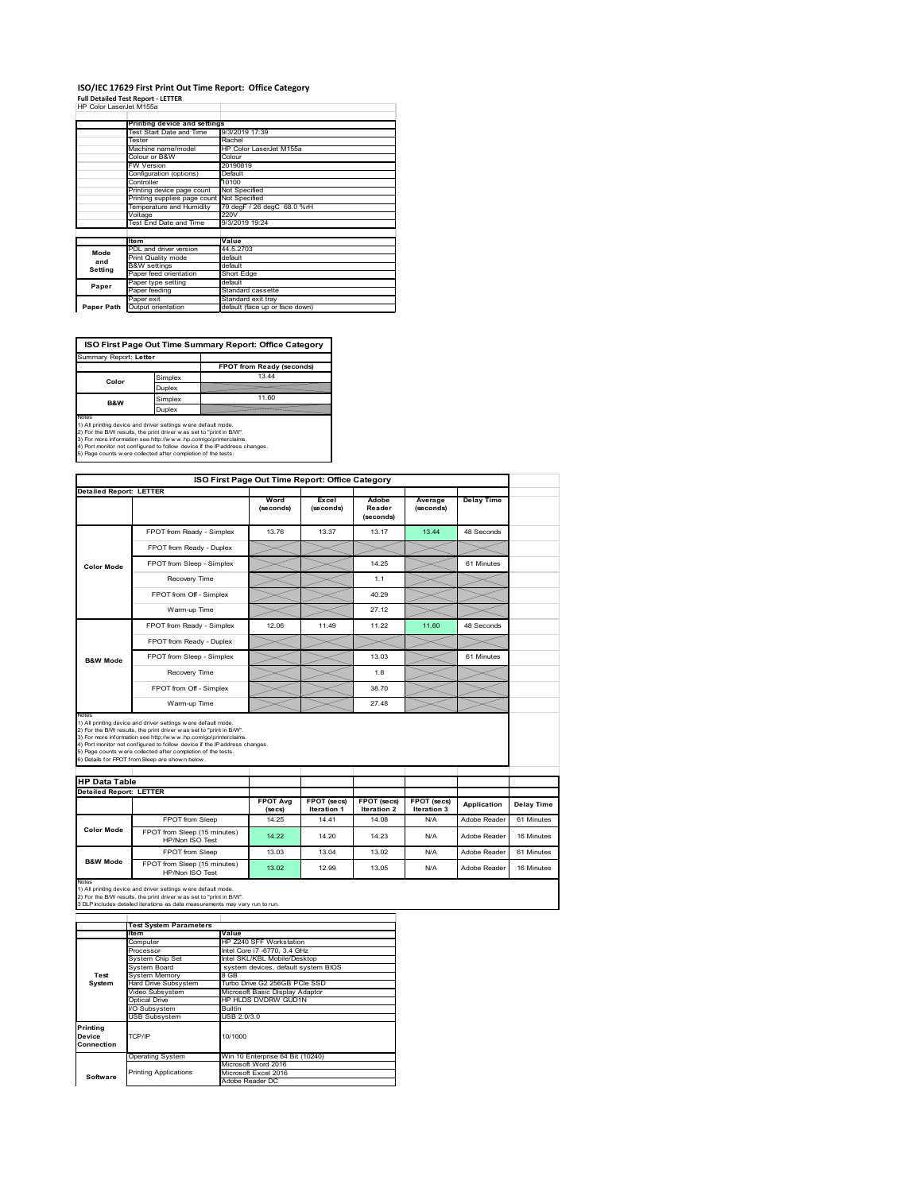# ISO/IEC 17629 First Print Out Time Report: Office Category

**Full Detailed Test Report - LETTER**

HP Color LaserJet M155a

| | Printing device and settings | |
|---|---|---|
| | Test Start Date and Time | 9/3/2019 17:39 |
| | Tester | Rachel |
| | Machine name/model | HP Color LaserJet M155a |
| | Colour or B&W | Colour |
| | FW Version | 20190819 |
| | Configuration (options) | Default |
| | Controller | 10100 |
| | Printing device page count | Not Specified |
| | Printing supplies page count | Not Specified |
| | Temperature and Humidity | 79 degF / 26 degC 68.0 %rH |
| | Voltage | 220V |
| | Test End Date and Time | 9/3/2019 19:24 |

| | Item | Value |
|---|---|---|
| Mode and Setting | PDL and driver version | 44.5.2703 |
| | Print Quality mode | default |
| | B&W settings | default |
| | Paper feed orientation | Short Edge |
| Paper | Paper type setting | default |
| | Paper feeding | Standard cassette |
| | Paper exit | Standard exit tray |
| Paper Path | Output orientation | default (face up or face down) |

## ISO First Page Out Time Summary Report: Office Category

Summary Report: **Letter**

| | | FPOT from Ready (seconds) |
|---|---|---|
| Color | Simplex | 13.44 |
| | Duplex | |
| B&W | Simplex | 11.60 |
| | Duplex | |

Notes
1) All printing device and driver settings were default mode.
2) For the B/W results, the print driver was set to "print in B/W".
3) For more information see http://www.hp.com/go/printerclaims.
4) Port monitor not configured to follow device if the IP address changes.
5) Page counts were collected after completion of the tests.

## ISO First Page Out Time Report: Office Category

**Detailed Report: LETTER**

| | | Word (seconds) | Excel (seconds) | Adobe Reader (seconds) | Average (seconds) | Delay Time |
|---|---|---|---|---|---|---|
| Color Mode | FPOT from Ready - Simplex | 13.76 | 13.37 | 13.17 | 13.44 | 48 Seconds |
| | FPOT from Ready - Duplex | | | | | |
| | FPOT from Sleep - Simplex | | | 14.25 | | 61 Minutes |
| | Recovery Time | | | 1.1 | | |
| | FPOT from Off - Simplex | | | 40.29 | | |
| | Warm-up Time | | | 27.12 | | |
| B&W Mode | FPOT from Ready - Simplex | 12.06 | 11.49 | 11.22 | 11.60 | 48 Seconds |
| | FPOT from Ready - Duplex | | | | | |
| | FPOT from Sleep - Simplex | | | 13.03 | | 61 Minutes |
| | Recovery Time | | | 1.8 | | |
| | FPOT from Off - Simplex | | | 38.70 | | |
| | Warm-up Time | | | 27.48 | | |

Notes
1) All printing device and driver settings were default mode.
2) For the B/W results, the print driver was set to "print in B/W".
3) For more information see http://www.hp.com/go/printerclaims.
4) Port monitor not configured to follow device if the IP address changes.
5) Page counts were collected after completion of the tests.
6) Details for FPOT from Sleep are shown below.

## HP Data Table

**Detailed Report: LETTER**

| | | FPOT Avg (secs) | FPOT (secs) Iteration 1 | FPOT (secs) Iteration 2 | FPOT (secs) Iteration 3 | Application | Delay Time |
|---|---|---|---|---|---|---|---|
| Color Mode | FPOT from Sleep | 14.25 | 14.41 | 14.08 | N/A | Adobe Reader | 61 Minutes |
| | FPOT from Sleep (15 minutes) HP/Non ISO Test | 14.22 | 14.20 | 14.23 | N/A | Adobe Reader | 16 Minutes |
| B&W Mode | FPOT from Sleep | 13.03 | 13.04 | 13.02 | N/A | Adobe Reader | 61 Minutes |
| | FPOT from Sleep (15 minutes) HP/Non ISO Test | 13.02 | 12.99 | 13.05 | N/A | Adobe Reader | 16 Minutes |

Notes
1) All printing device and driver settings were default mode.
2) For the B/W results, the print driver was set to "print in B/W".
3 DLP includes detailed iterations as data measurements may vary run to run.

| | Test System Parameters | |
|---|---|---|
| | Item | Value |
| Test System | Computer | HP Z240 SFF Workstation |
| | Processor | Intel Core i7 -6770, 3.4 GHz |
| | System Chip Set | Intel SKL/KBL Mobile/Desktop |
| | System Board | system devices, default system BIOS |
| | System Memory | 8 GB |
| | Hard Drive Subsystem | Turbo Drive G2 256GB PCIe SSD |
| | Video Subsystem | Microsoft Basic Display Adaptor |
| | Optical Drive | HP HLDS DVDRW GUD1N |
| | I/O Subsystem | Builtin |
| | USB Subsystem | USB 2.0/3.0 |
| Printing Device Connection | TCP/IP | 10/1000 |
| Software | Operating System | Win 10 Enterprise 64 Bit (10240) |
| | Printing Applications | Microsoft Word 2016<br>Microsoft Excel 2016<br>Adobe Reader DC |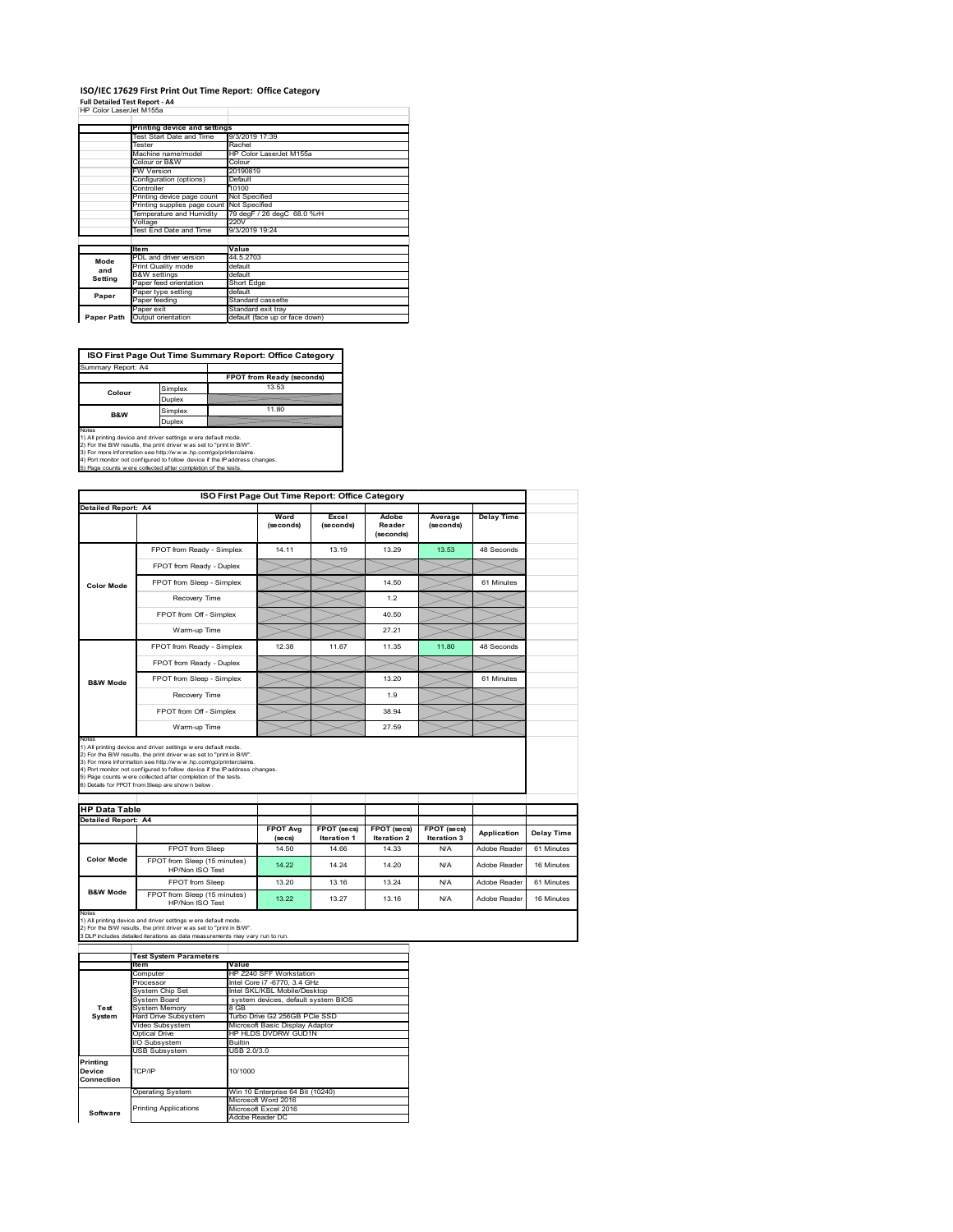# ISO/IEC 17629 First Print Out Time Report: Office Category

**Full Detailed Test Report - A4**

HP Color LaserJet M155a

| | | |
|---|---|---|
| | **Printing device and settings** | |
| | Test Start Date and Time | 9/3/2019 17:39 |
| | Tester | Rachel |
| | Machine name/model | HP Color LaserJet M155a |
| | Colour or B&W | Colour |
| | FW Version | 20190819 |
| | Configuration (options) | Default |
| | Controller | 10100 |
| | Printing device page count | Not Specified |
| | Printing supplies page count | Not Specified |
| | Temperature and Humidity | 79 degF / 26 degC 68.0 %rH |
| | Voltage | 220V |
| | Test End Date and Time | 9/3/2019 19:24 |
| | | |
| | **Item** | **Value** |
| Mode and Setting | PDL and driver version | 44.5.2703 |
| | Print Quality mode | default |
| | B&W settings | default |
| | Paper feed orientation | Short Edge |
| Paper | Paper type setting | default |
| | Paper feeding | Standard cassette |
| | Paper exit | Standard exit tray |
| Paper Path | Output orientation | default (face up or face down) |

**ISO First Page Out Time Summary Report: Office Category**

Summary Report: A4

| | | FPOT from Ready (seconds) |
|---|---|---|
| Colour | Simplex | 13.53 |
| | Duplex | |
| B&W | Simplex | 11.80 |
| | Duplex | |

Notes
1) All printing device and driver settings were default mode.
2) For the B/W results, the print driver was set to "print in B/W".
3) For more information see http://www.hp.com/go/printerclaims.
4) Port monitor not configured to follow device if the IP address changes.
5) Page counts were collected after completion of the tests.

**ISO First Page Out Time Report: Office Category**

Detailed Report: A4

| | | Word (seconds) | Excel (seconds) | Adobe Reader (seconds) | Average (seconds) | Delay Time |
|---|---|---|---|---|---|---|
| Color Mode | FPOT from Ready - Simplex | 14.11 | 13.19 | 13.29 | 13.53 | 48 Seconds |
| | FPOT from Ready - Duplex | | | | | |
| | FPOT from Sleep - Simplex | | | 14.50 | | 61 Minutes |
| | Recovery Time | | | 1.2 | | |
| | FPOT from Off - Simplex | | | 40.50 | | |
| | Warm-up Time | | | 27.21 | | |
| B&W Mode | FPOT from Ready - Simplex | 12.38 | 11.67 | 11.35 | 11.80 | 48 Seconds |
| | FPOT from Ready - Duplex | | | | | |
| | FPOT from Sleep - Simplex | | | 13.20 | | 61 Minutes |
| | Recovery Time | | | 1.9 | | |
| | FPOT from Off - Simplex | | | 38.94 | | |
| | Warm-up Time | | | 27.59 | | |

Notes
1) All printing device and driver settings were default mode.
2) For the B/W results, the print driver was set to "print in B/W".
3) For more information see http://www.hp.com/go/printerclaims.
4) Port monitor not configured to follow device if the IP address changes.
5) Page counts were collected after completion of the tests.
6) Details for FPOT from Sleep are shown below.

**HP Data Table**

Detailed Report: A4

| | | FPOT Avg (secs) | FPOT (secs) Iteration 1 | FPOT (secs) Iteration 2 | FPOT (secs) Iteration 3 | Application | Delay Time |
|---|---|---|---|---|---|---|---|
| Color Mode | FPOT from Sleep | 14.50 | 14.66 | 14.33 | N/A | Adobe Reader | 61 Minutes |
| | FPOT from Sleep (15 minutes) HP/Non ISO Test | 14.22 | 14.24 | 14.20 | N/A | Adobe Reader | 16 Minutes |
| B&W Mode | FPOT from Sleep | 13.20 | 13.16 | 13.24 | N/A | Adobe Reader | 61 Minutes |
| | FPOT from Sleep (15 minutes) HP/Non ISO Test | 13.22 | 13.27 | 13.16 | N/A | Adobe Reader | 16 Minutes |

Notes
1) All printing device and driver settings were default mode.
2) For the B/W results, the print driver was set to "print in B/W".
3 DLP includes detailed iterations as data measurements may vary run to run.

| | | |
|---|---|---|
| | **Test System Parameters** | |
| | **Item** | **Value** |
| Test System | Computer | HP Z240 SFF Workstation |
| | Processor | Intel Core i7 -6770, 3.4 GHz |
| | System Chip Set | Intel SKL/KBL Mobile/Desktop |
| | System Board | system devices, default system BIOS |
| | System Memory | 8 GB |
| | Hard Drive Subsystem | Turbo Drive G2 256GB PCIe SSD |
| | Video Subsystem | Microsoft Basic Display Adaptor |
| | Optical Drive | HP HLDS DVDRW GUD1N |
| | I/O Subsystem | Builtin |
| | USB Subsystem | USB 2.0/3.0 |
| Printing Device Connection | TCP/IP | 10/1000 |
| Software | Operating System | Win 10 Enterprise 64 Bit (10240) |
| | Printing Applications | Microsoft Word 2016<br>Microsoft Excel 2016<br>Adobe Reader DC |